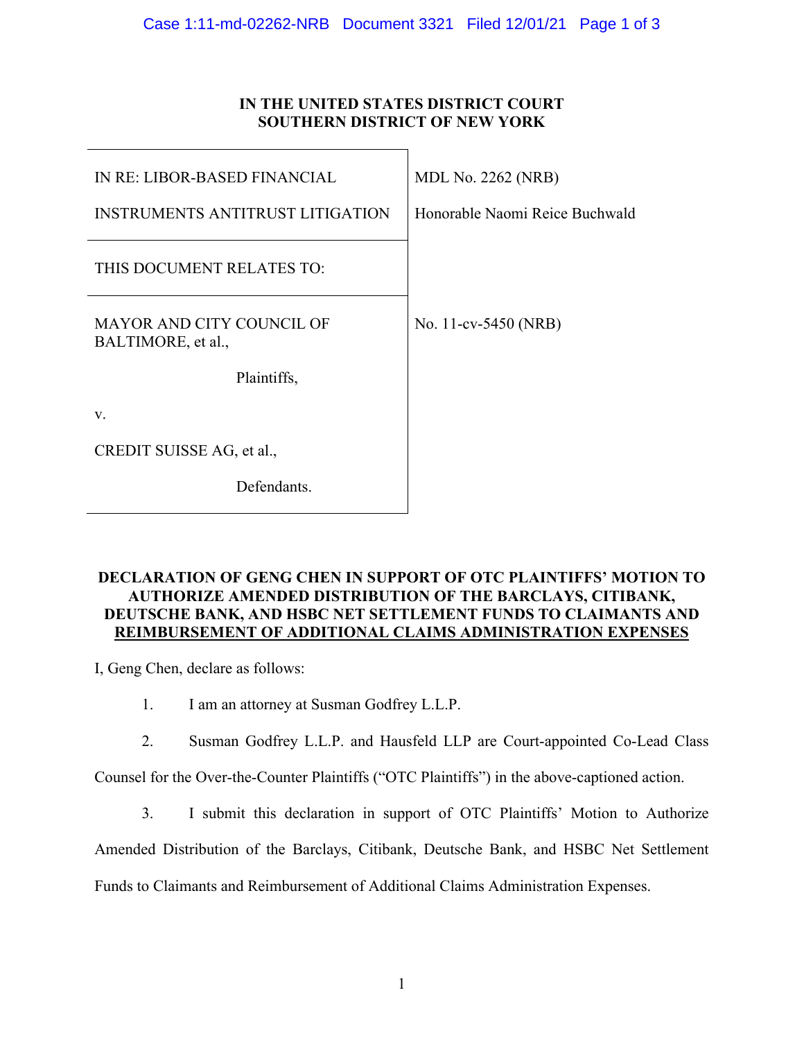**IN THE UNITED STATES DISTRICT COURT**
**SOUTHERN DISTRICT OF NEW YORK**

| | |
|---|---|
| IN RE: LIBOR-BASED FINANCIAL INSTRUMENTS ANTITRUST LITIGATION | MDL No. 2262 (NRB)<br>Honorable Naomi Reice Buchwald |
| THIS DOCUMENT RELATES TO: | |
| MAYOR AND CITY COUNCIL OF BALTIMORE, et al.,<br>Plaintiffs,<br>v.<br>CREDIT SUISSE AG, et al.,<br>Defendants. | No. 11-cv-5450 (NRB) |

**DECLARATION OF GENG CHEN IN SUPPORT OF OTC PLAINTIFFS' MOTION TO AUTHORIZE AMENDED DISTRIBUTION OF THE BARCLAYS, CITIBANK, DEUTSCHE BANK, AND HSBC NET SETTLEMENT FUNDS TO CLAIMANTS AND REIMBURSEMENT OF ADDITIONAL CLAIMS ADMINISTRATION EXPENSES**

I, Geng Chen, declare as follows:

1. I am an attorney at Susman Godfrey L.L.P.

2. Susman Godfrey L.L.P. and Hausfeld LLP are Court-appointed Co-Lead Class Counsel for the Over-the-Counter Plaintiffs ("OTC Plaintiffs") in the above-captioned action.

3. I submit this declaration in support of OTC Plaintiffs' Motion to Authorize Amended Distribution of the Barclays, Citibank, Deutsche Bank, and HSBC Net Settlement Funds to Claimants and Reimbursement of Additional Claims Administration Expenses.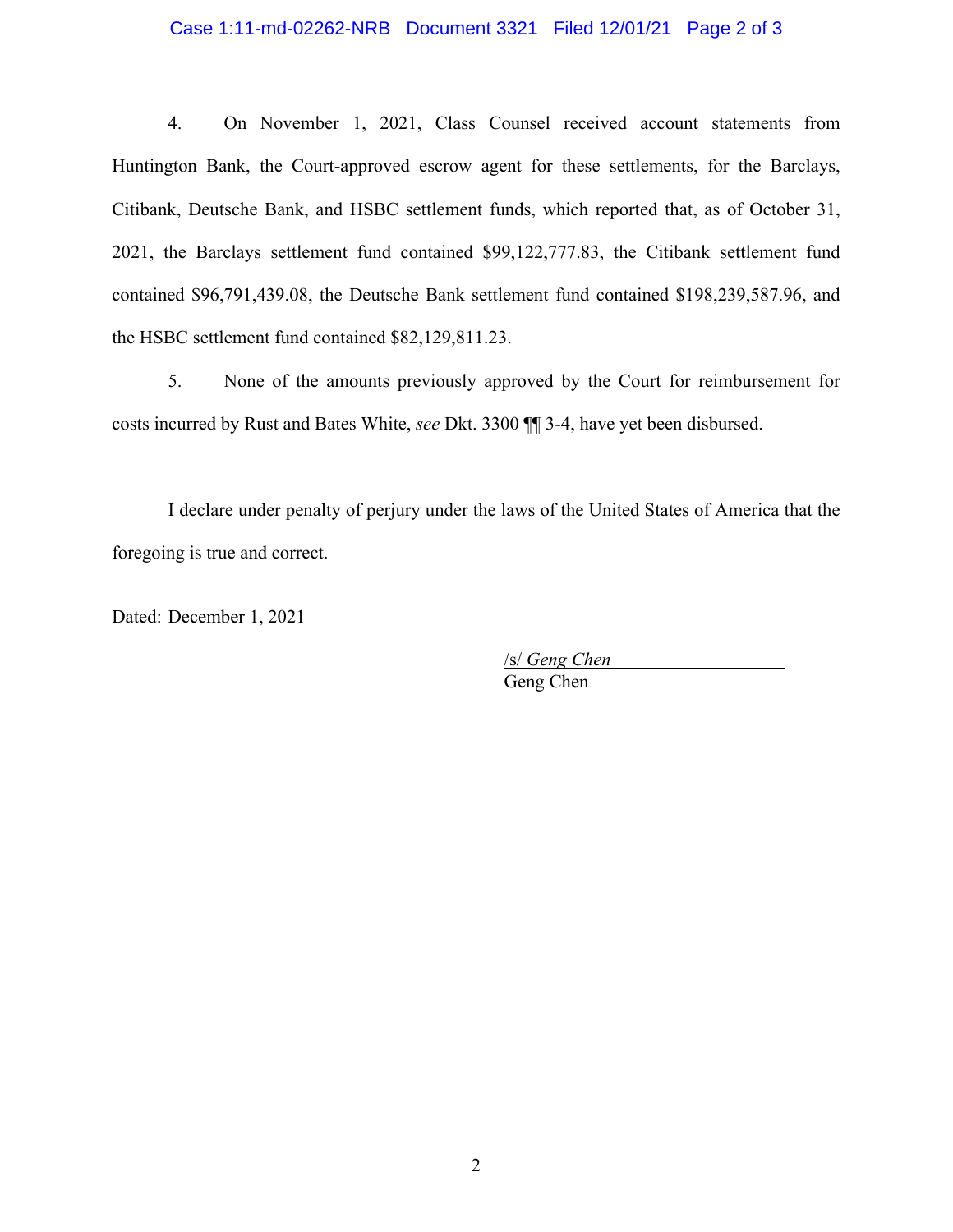4. On November 1, 2021, Class Counsel received account statements from Huntington Bank, the Court-approved escrow agent for these settlements, for the Barclays, Citibank, Deutsche Bank, and HSBC settlement funds, which reported that, as of October 31, 2021, the Barclays settlement fund contained $99,122,777.83, the Citibank settlement fund contained $96,791,439.08, the Deutsche Bank settlement fund contained $198,239,587.96, and the HSBC settlement fund contained $82,129,811.23.

5. None of the amounts previously approved by the Court for reimbursement for costs incurred by Rust and Bates White, *see* Dkt. 3300 ¶¶ 3-4, have yet been disbursed.

I declare under penalty of perjury under the laws of the United States of America that the foregoing is true and correct.

Dated: December 1, 2021

/s/ *Geng Chen*
Geng Chen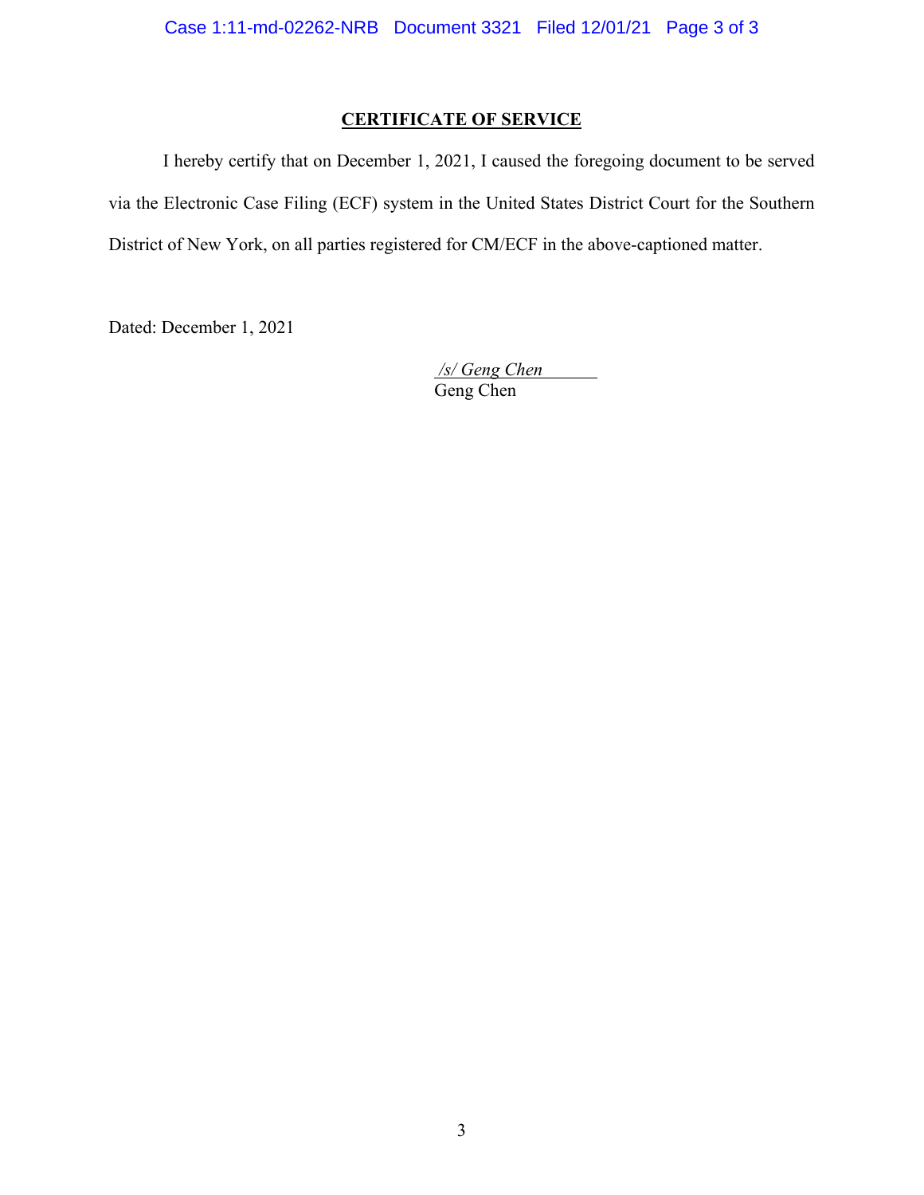## CERTIFICATE OF SERVICE

I hereby certify that on December 1, 2021, I caused the foregoing document to be served via the Electronic Case Filing (ECF) system in the United States District Court for the Southern District of New York, on all parties registered for CM/ECF in the above-captioned matter.

Dated: December 1, 2021

*/s/ Geng Chen*
Geng Chen